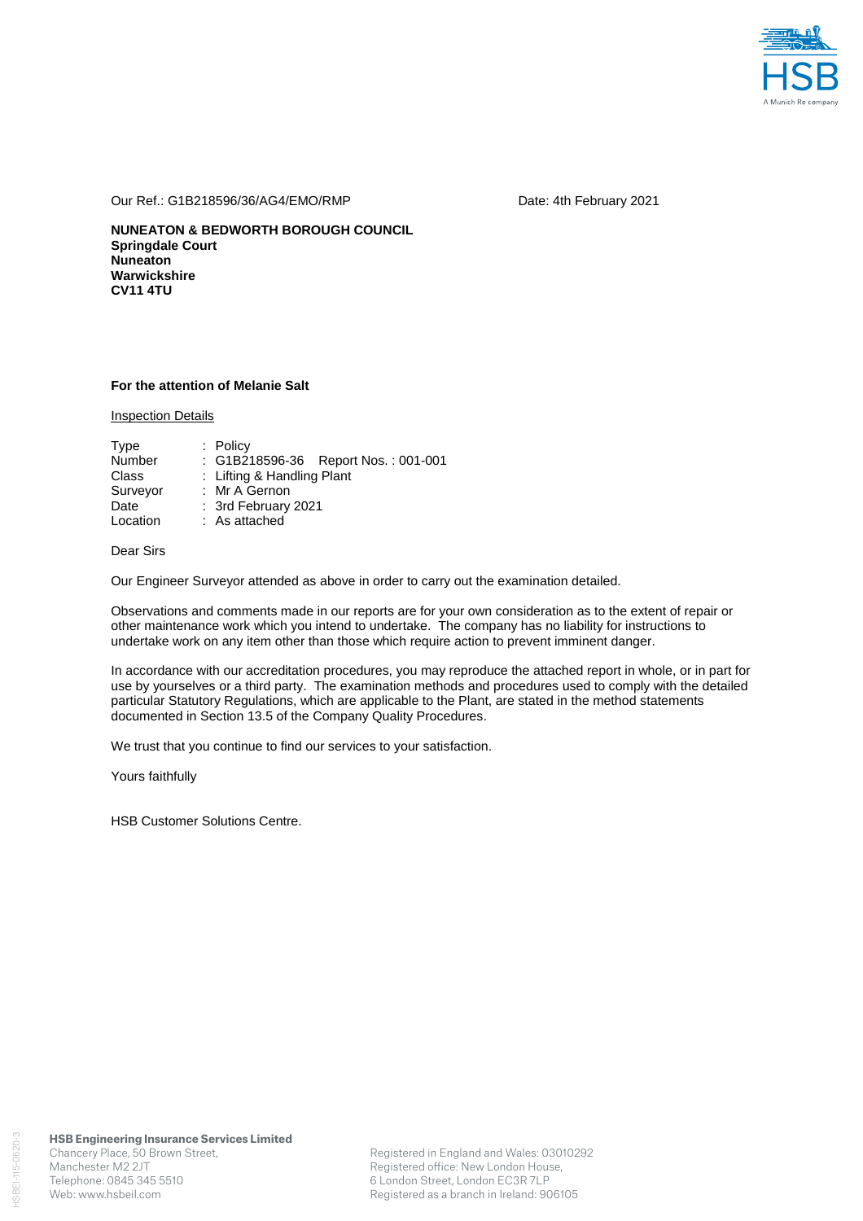HSB
A Munich Re company

Our Ref.: G1B218596/36/AG4/EMO/RMP

Date: 4th February 2021

**NUNEATON & BEDWORTH BOROUGH COUNCIL**
**Springdale Court**
**Nuneaton**
**Warwickshire**
**CV11 4TU**

**For the attention of Melanie Salt**

Inspection Details

| | |
|---|---|
| Type | : Policy |
| Number | : G1B218596-36 Report Nos. : 001-001 |
| Class | : Lifting & Handling Plant |
| Surveyor | : Mr A Gernon |
| Date | : 3rd February 2021 |
| Location | : As attached |

Dear Sirs

Our Engineer Surveyor attended as above in order to carry out the examination detailed.

Observations and comments made in our reports are for your own consideration as to the extent of repair or other maintenance work which you intend to undertake. The company has no liability for instructions to undertake work on any item other than those which require action to prevent imminent danger.

In accordance with our accreditation procedures, you may reproduce the attached report in whole, or in part for use by yourselves or a third party. The examination methods and procedures used to comply with the detailed particular Statutory Regulations, which are applicable to the Plant, are stated in the method statements documented in Section 13.5 of the Company Quality Procedures.

We trust that you continue to find our services to your satisfaction.

Yours faithfully

HSB Customer Solutions Centre.

**HSB Engineering Insurance Services Limited**
Chancery Place, 50 Brown Street,
Manchester M2 2JT
Telephone: 0845 345 5510
Web: www.hsbeil.com

Registered in England and Wales: 03010292
Registered office: New London House,
6 London Street, London EC3R 7LP
Registered as a branch in Ireland: 906105

HSBEI-115-0620-3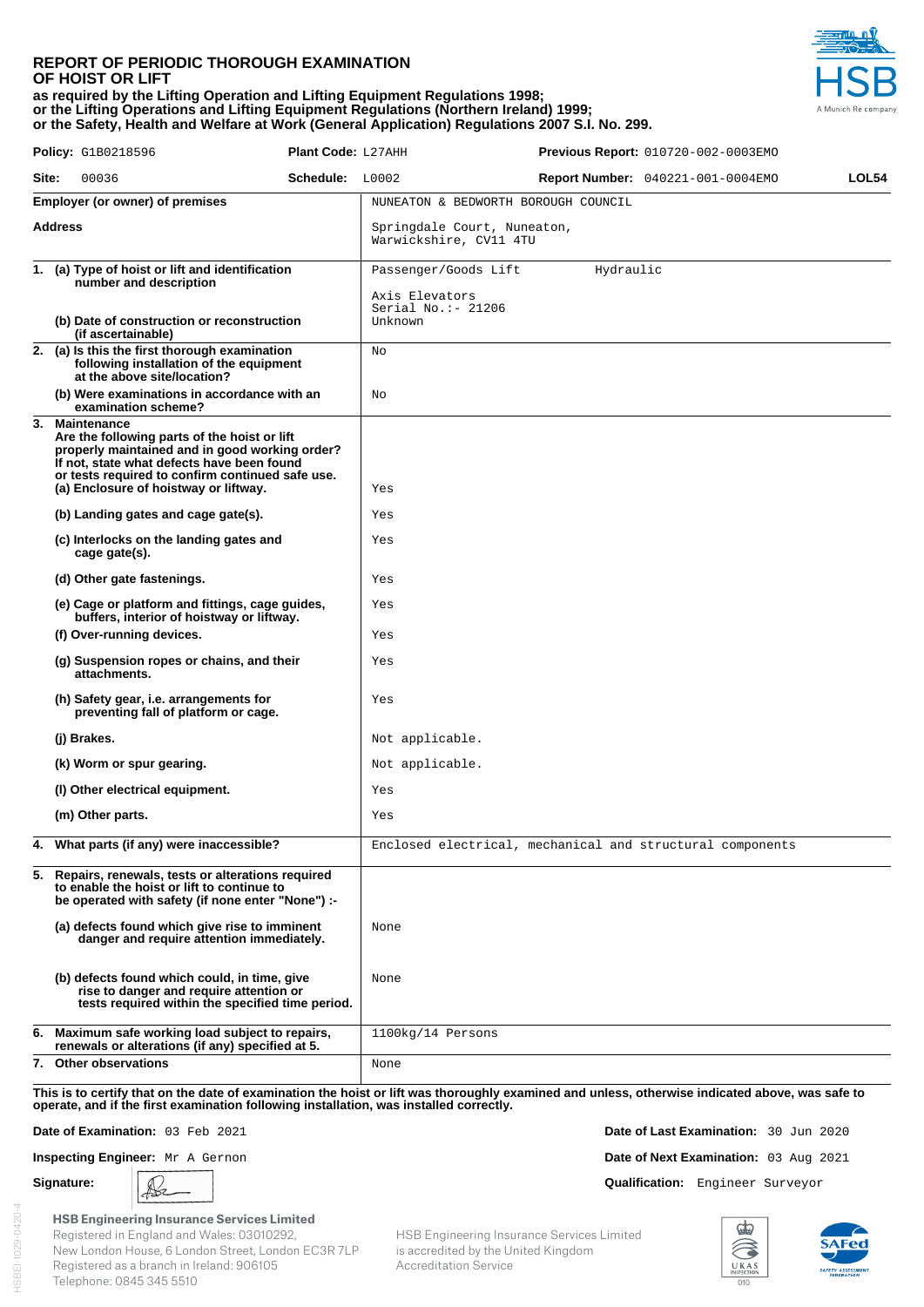# REPORT OF PERIODIC THOROUGH EXAMINATION OF HOIST OR LIFT

**as required by the Lifting Operation and Lifting Equipment Regulations 1998; or the Lifting Operations and Lifting Equipment Regulations (Northern Ireland) 1999; or the Safety, Health and Welfare at Work (General Application) Regulations 2007 S.I. No. 299.**

HSB
A Munich Re company

| | | | | | |
|---|---|---|---|---|---|
| **Policy:** G1B0218596 | **Plant Code:** L27AHH | | **Previous Report:** 010720-002-0003EMO | | |
| **Site:** 00036 | **Schedule:** L0002 | | **Report Number:** 040221-001-0004EMO | | **LOL54** |

| | |
|---|---|
| **Employer (or owner) of premises** | NUNEATON & BEDWORTH BOROUGH COUNCIL |
| **Address** | Springdale Court, Nuneaton, Warwickshire, CV11 4TU |
| **1. (a) Type of hoist or lift and identification number and description** | Passenger/Goods Lift Hydraulic<br>Axis Elevators<br>Serial No.:- 21206 |
| **(b) Date of construction or reconstruction (if ascertainable)** | Unknown |
| **2. (a) Is this the first thorough examination following installation of the equipment at the above site/location?** | No |
| **(b) Were examinations in accordance with an examination scheme?** | No |
| **3. Maintenance**<br>**Are the following parts of the hoist or lift properly maintained and in good working order? If not, state what defects have been found or tests required to confirm continued safe use.**<br>**(a) Enclosure of hoistway or liftway.** | Yes |
| **(b) Landing gates and cage gate(s).** | Yes |
| **(c) Interlocks on the landing gates and cage gate(s).** | Yes |
| **(d) Other gate fastenings.** | Yes |
| **(e) Cage or platform and fittings, cage guides, buffers, interior of hoistway or liftway.** | Yes |
| **(f) Over-running devices.** | Yes |
| **(g) Suspension ropes or chains, and their attachments.** | Yes |
| **(h) Safety gear, i.e. arrangements for preventing fall of platform or cage.** | Yes |
| **(j) Brakes.** | Not applicable. |
| **(k) Worm or spur gearing.** | Not applicable. |
| **(l) Other electrical equipment.** | Yes |
| **(m) Other parts.** | Yes |
| **4. What parts (if any) were inaccessible?** | Enclosed electrical, mechanical and structural components |
| **5. Repairs, renewals, tests or alterations required to enable the hoist or lift to continue to be operated with safety (if none enter "None") :-**<br>**(a) defects found which give rise to imminent danger and require attention immediately.** | None |
| **(b) defects found which could, in time, give rise to danger and require attention or tests required within the specified time period.** | None |
| **6. Maximum safe working load subject to repairs, renewals or alterations (if any) specified at 5.** | 1100kg/14 Persons |
| **7. Other observations** | None |

**This is to certify that on the date of examination the hoist or lift was thoroughly examined and unless, otherwise indicated above, was safe to operate, and if the first examination following installation, was installed correctly.**

**Date of Examination:** 03 Feb 2021

**Date of Last Examination:** 30 Jun 2020

**Inspecting Engineer:** Mr A Gernon

**Date of Next Examination:** 03 Aug 2021

**Signature:**

**Qualification:** Engineer Surveyor

**HSB Engineering Insurance Services Limited**
Registered in England and Wales: 03010292,
New London House, 6 London Street, London EC3R 7LP
Registered as a branch in Ireland: 906105
Telephone: 0845 345 5510

HSB Engineering Insurance Services Limited is accredited by the United Kingdom Accreditation Service

UKAS INSPECTION 010

SAFed SAFETY ASSESSMENT FEDERATION

HSBEI-1029-0420-4